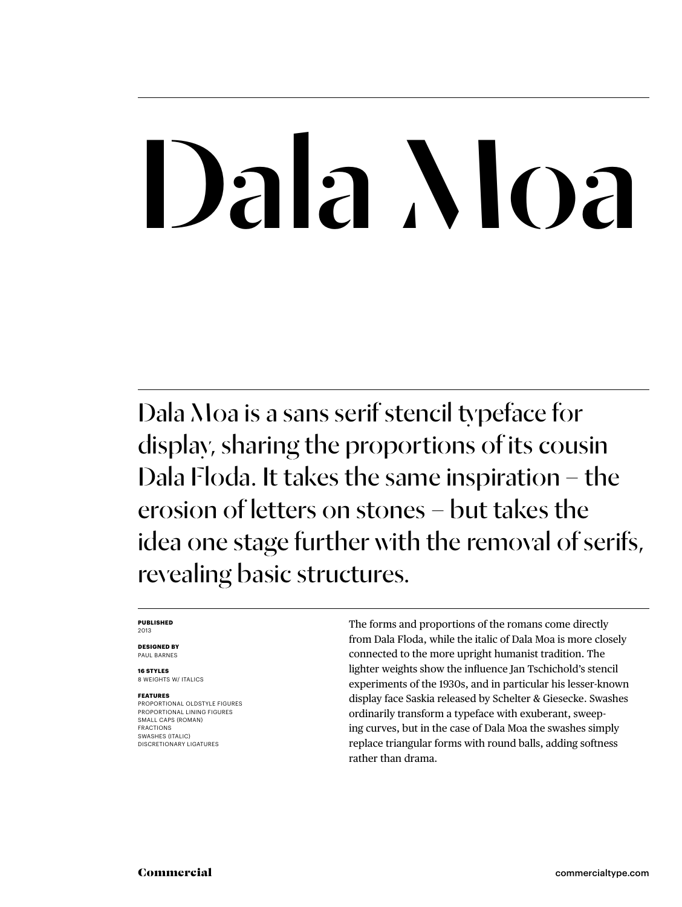# Dala Moa

Dala Moa is a sans serif stencil typeface for display, sharing the proportions of its cousin Dala Floda. It takes the same inspiration – the erosion of letters on stones – but takes the idea one stage further with the removal of serifs, revealing basic structures.

**PUBLISHED**
2013

**DESIGNED BY**
PAUL BARNES

**16 STYLES**
8 WEIGHTS W/ ITALICS

**FEATURES**
PROPORTIONAL OLDSTYLE FIGURES
PROPORTIONAL LINING FIGURES
SMALL CAPS (ROMAN)
FRACTIONS
SWASHES (ITALIC)
DISCRETIONARY LIGATURES

The forms and proportions of the romans come directly from Dala Floda, while the italic of Dala Moa is more closely connected to the more upright humanist tradition. The lighter weights show the influence Jan Tschichold's stencil experiments of the 1930s, and in particular his lesser-known display face Saskia released by Schelter & Giesecke. Swashes ordinarily transform a typeface with exuberant, sweeping curves, but in the case of Dala Moa the swashes simply replace triangular forms with round balls, adding softness rather than drama.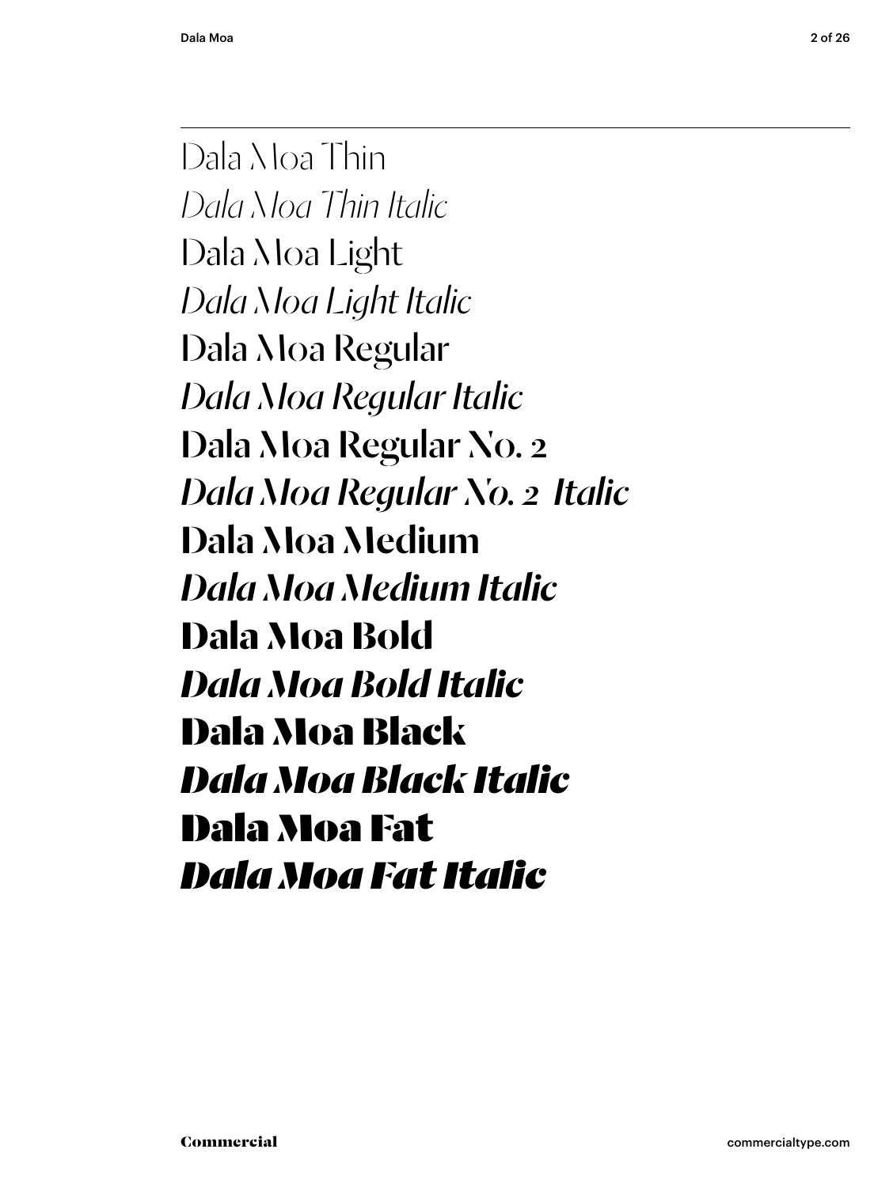Dala Moa Thin

*Dala Moa Thin Italic*

Dala Moa Light

*Dala Moa Light Italic*

Dala Moa Regular

*Dala Moa Regular Italic*

**Dala Moa Regular No. 2**

***Dala Moa Regular No. 2 Italic***

**Dala Moa Medium**

***Dala Moa Medium Italic***

**Dala Moa Bold**

***Dala Moa Bold Italic***

**Dala Moa Black**

***Dala Moa Black Italic***

**Dala Moa Fat**

***Dala Moa Fat Italic***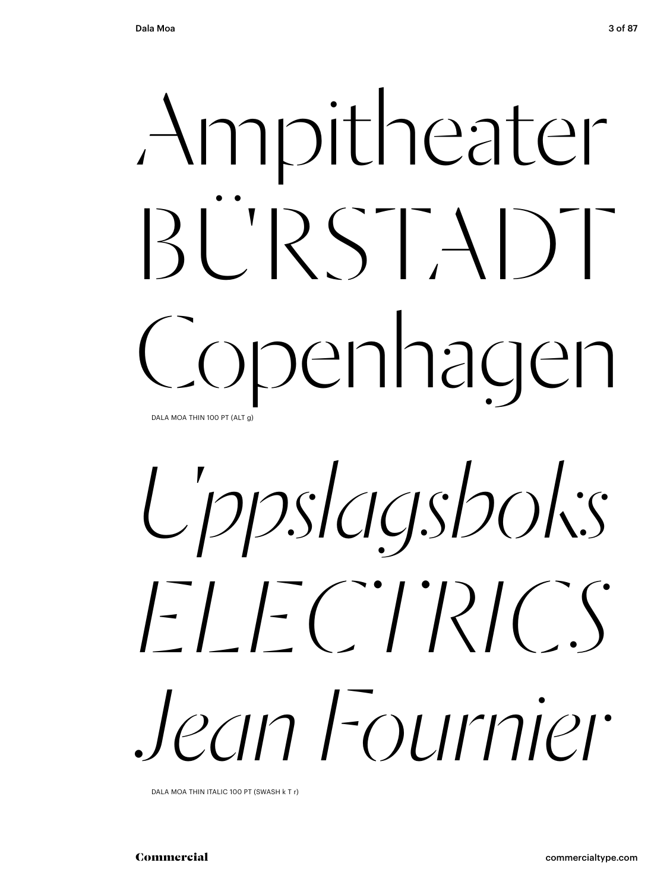Ampitheater
BÜRSTADT
Copenhagen

DALA MOA THIN 100 PT (ALT g)

*Uppslagsboks*
*ELECTRICS*
*Jean Fournier*

DALA MOA THIN ITALIC 100 PT (SWASH k T r)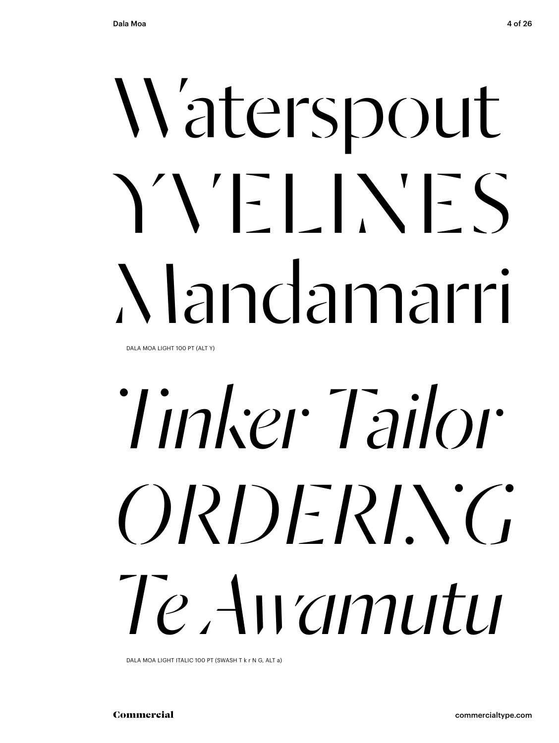Waterspout
YVELINES
Mandamarri

DALA MOA LIGHT 100 PT (ALT Y)

*Tinker Tailor*
*ORDERING*
*Te Awamutu*

DALA MOA LIGHT ITALIC 100 PT (SWASH T k r N G, ALT a)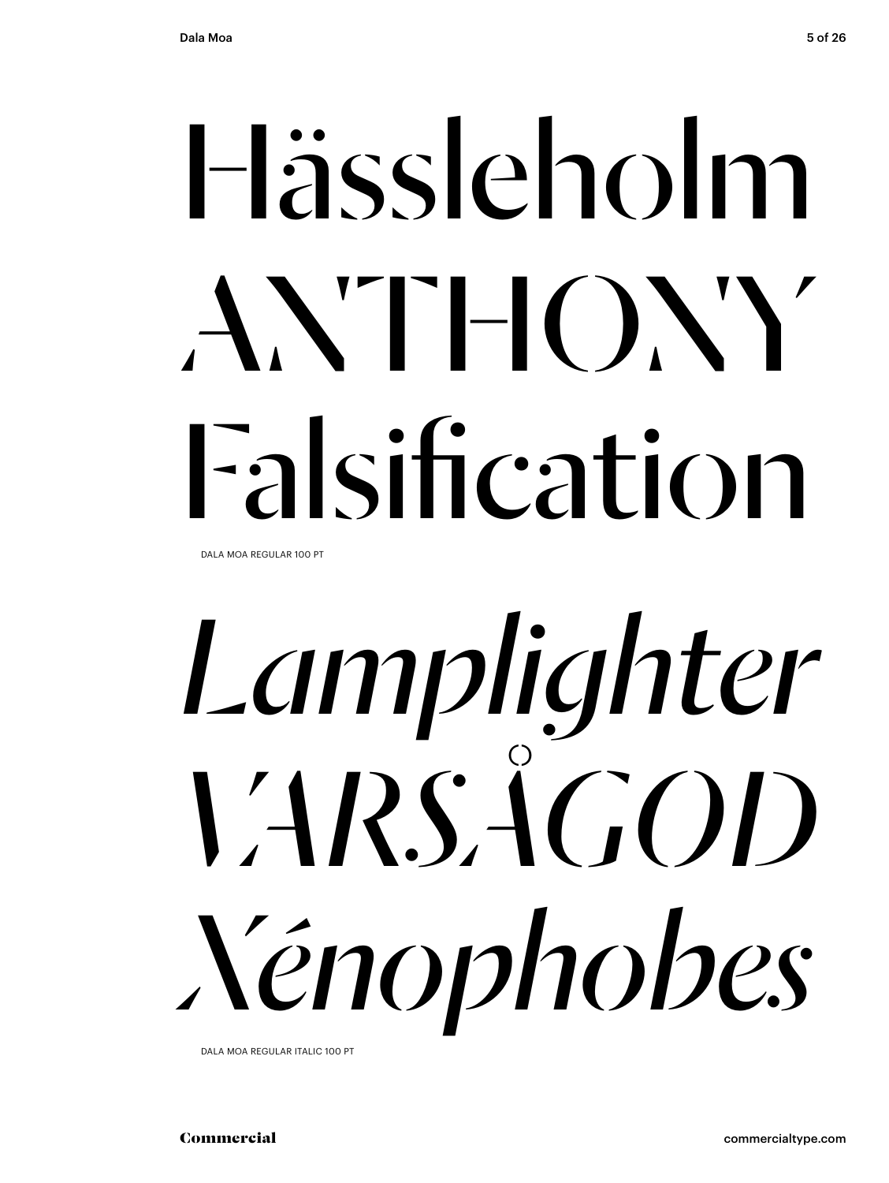Hässleholm
ANTHONY
Falsification

DALA MOA REGULAR 100 PT

*Lamplighter*
*VÄRSÅGOD*
*Xénophobes*

DALA MOA REGULAR ITALIC 100 PT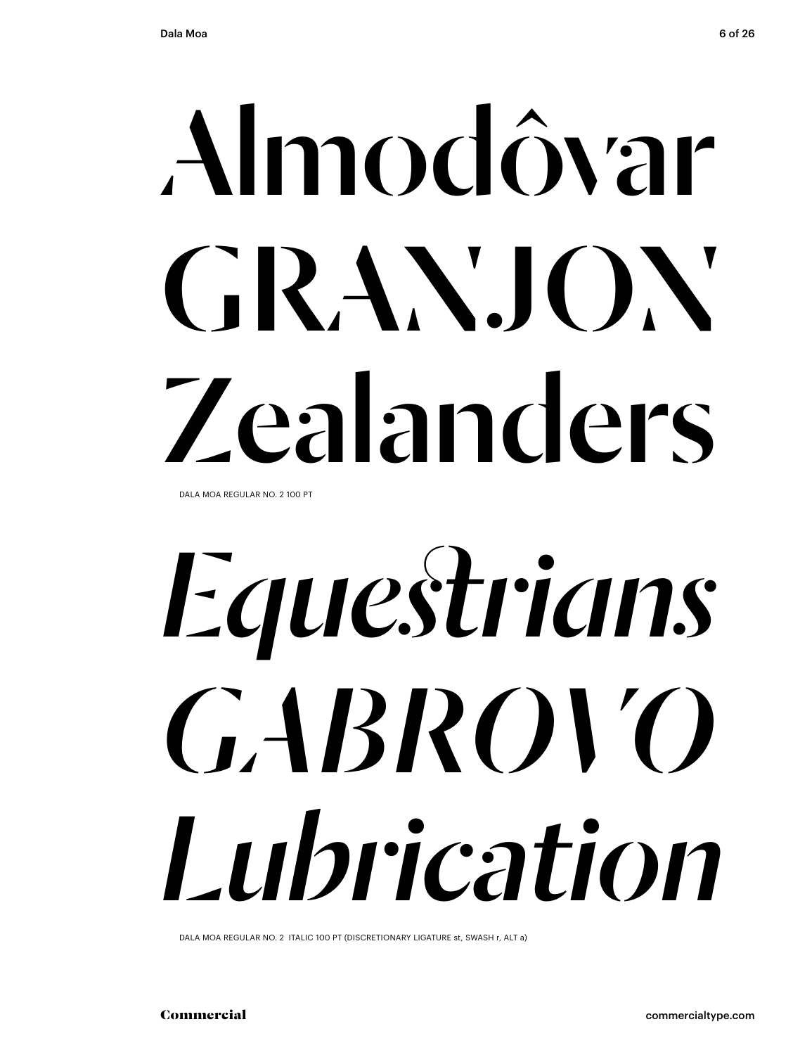Almodôvar
GRANJON
Zealanders

DALA MOA REGULAR NO. 2 100 PT

*Equestrians*
*GABROVO*
*Lubrication*

DALA MOA REGULAR NO. 2 ITALIC 100 PT (DISCRETIONARY LIGATURE st, SWASH r, ALT a)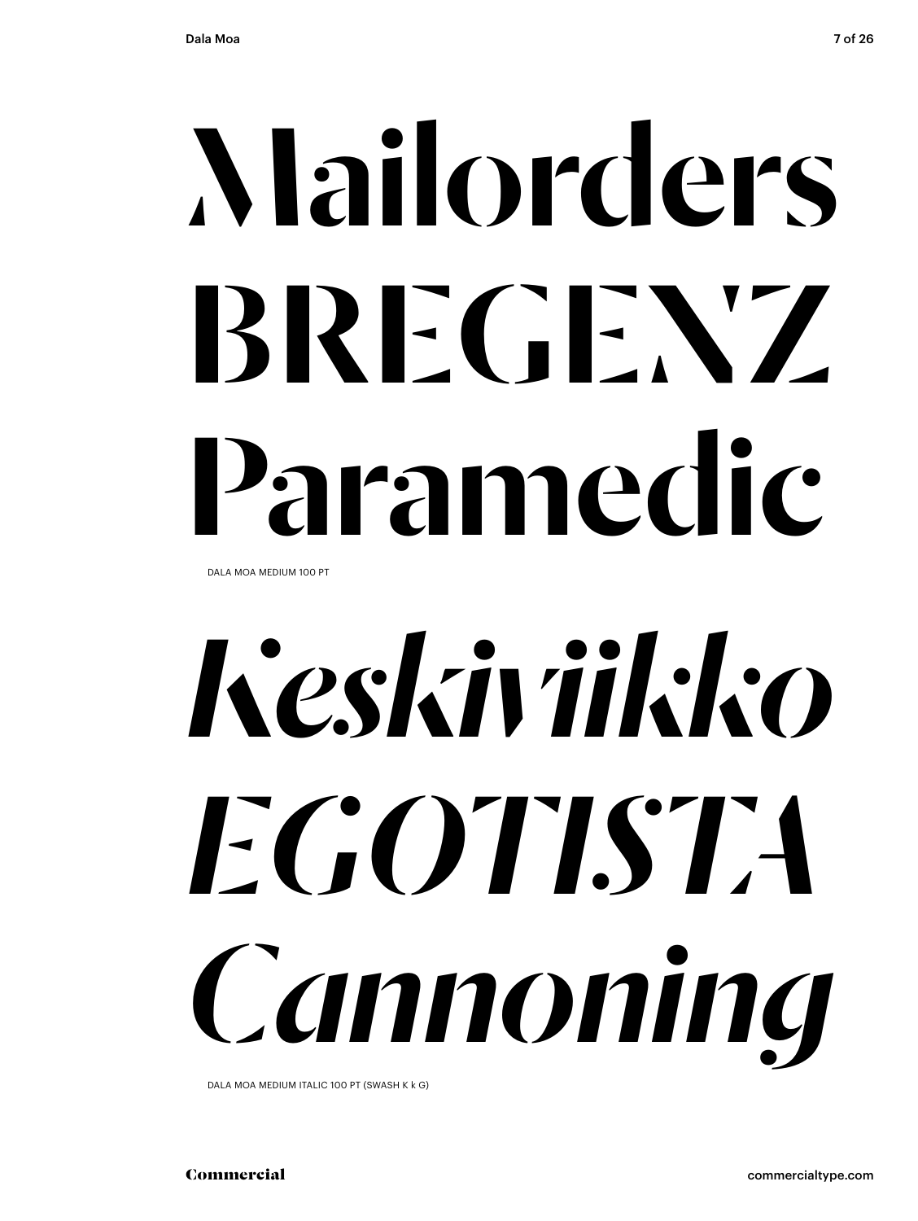# Mailorders
# BREGENZ
# Paramedic

DALA MOA MEDIUM 100 PT

# *Keskiviikko*
# *EGOTISTA*
# *Cannoning*

DALA MOA MEDIUM ITALIC 100 PT (SWASH K k G)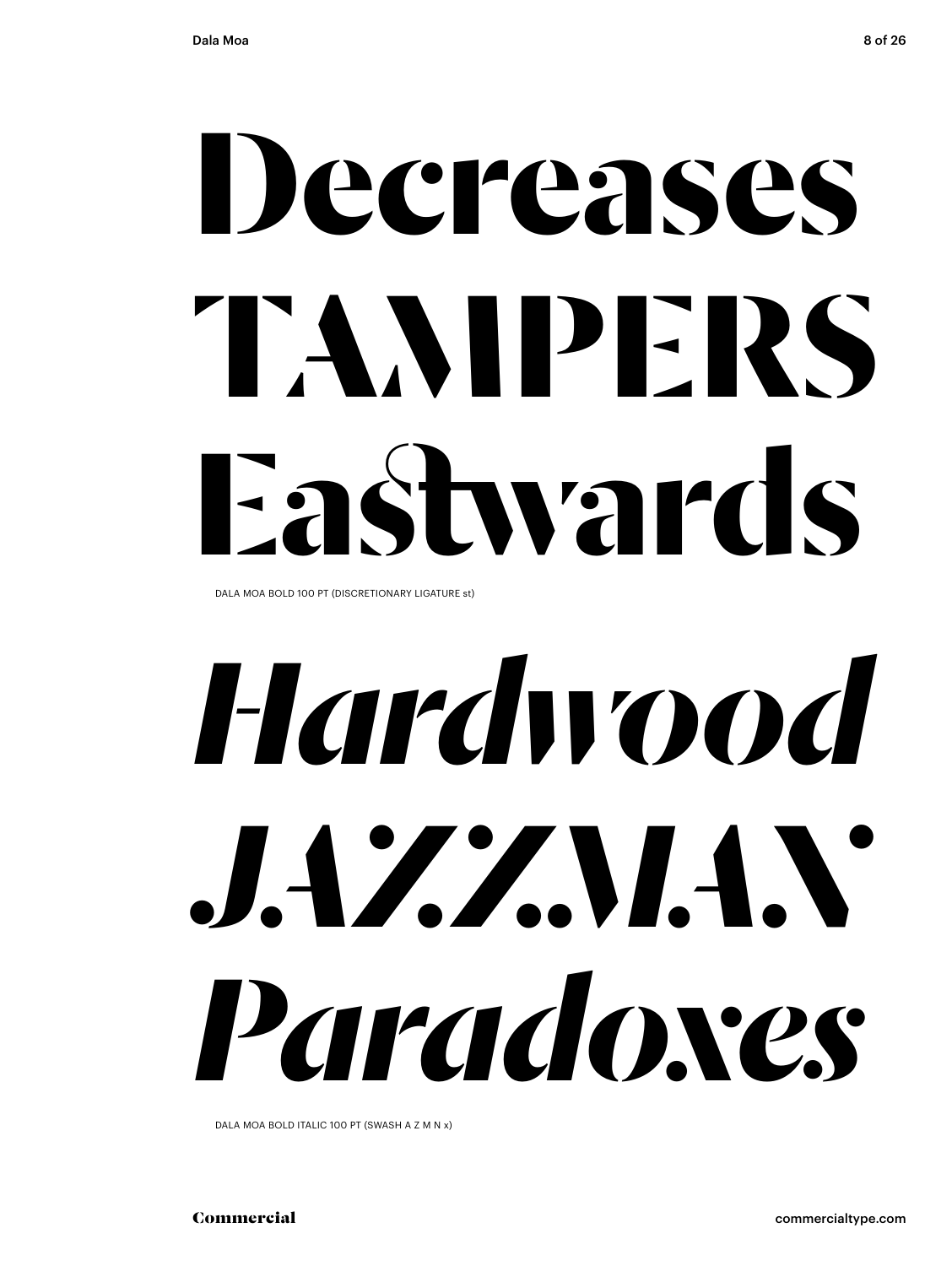# Decreases
# TAMPERS
# Eastwards

DALA MOA BOLD 100 PT (DISCRETIONARY LIGATURE st)

# *Hardwood*
# *JAZZMAN*
# *Paradoxes*

DALA MOA BOLD ITALIC 100 PT (SWASH A Z M N x)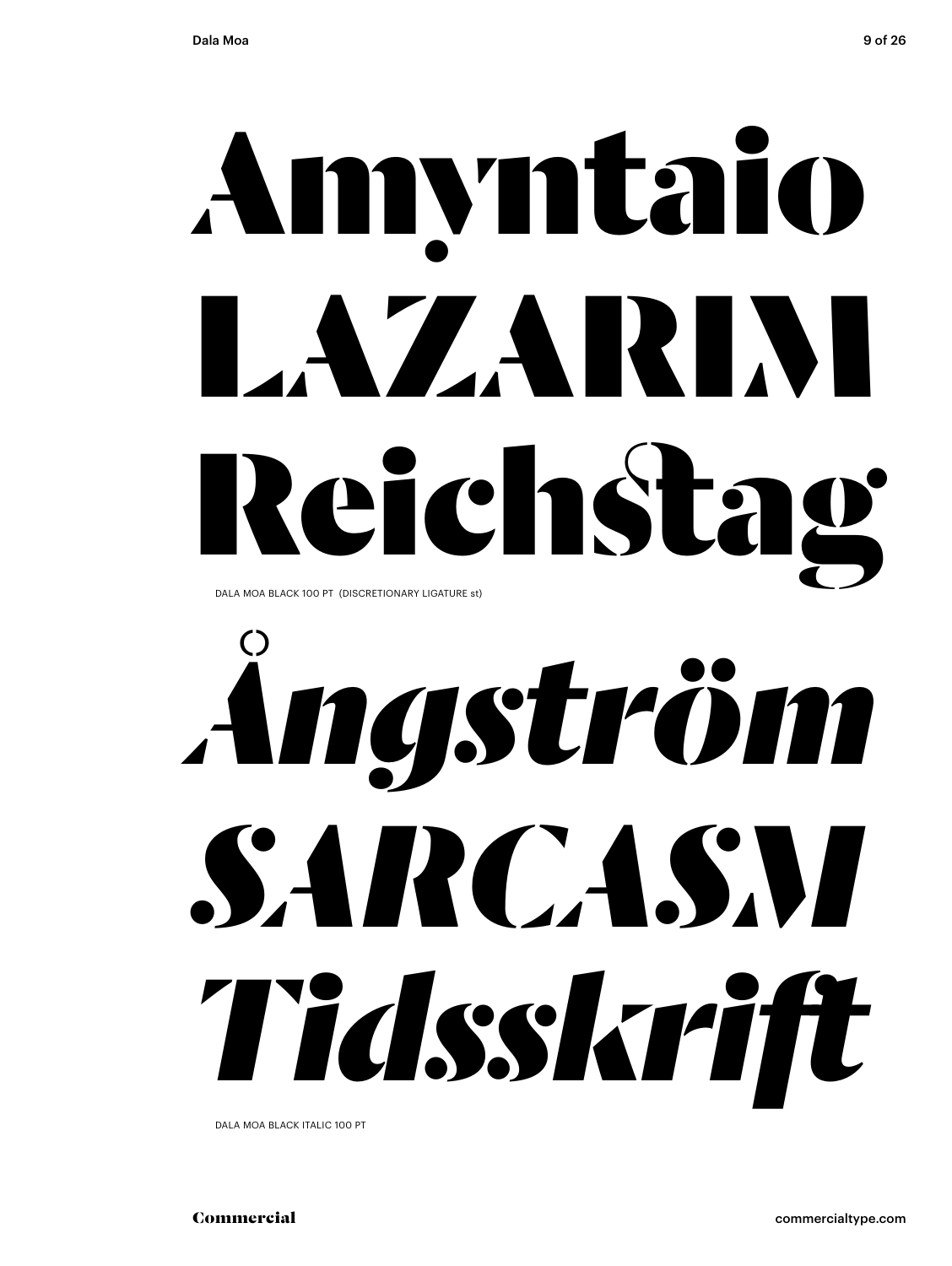Amyntaio

LAZARIM

Reichstag

DALA MOA BLACK 100 PT (DISCRETIONARY LIGATURE st)

*Ångström*

*SARCASM*

*Tidsskrift*

DALA MOA BLACK ITALIC 100 PT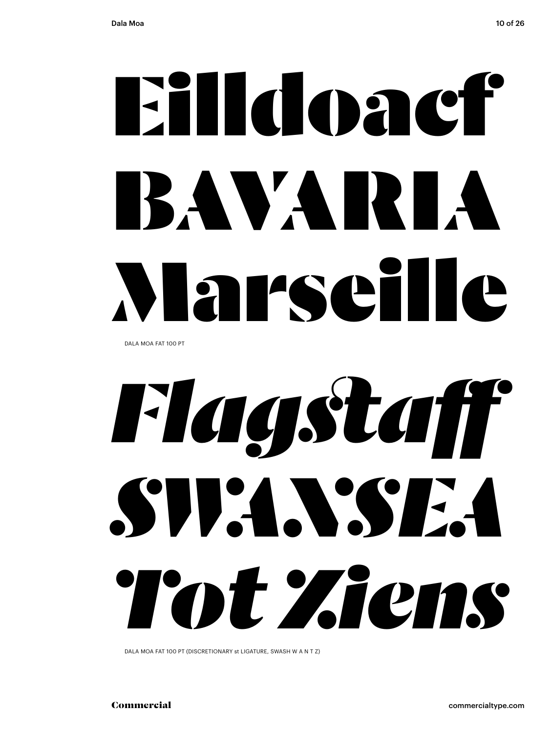Eilldoacf
BAVARIA
Marseille

DALA MOA FAT 100 PT

*Flagstaff*
*SWANSEA*
*Tot Ziens*

DALA MOA FAT 100 PT (DISCRETIONARY st LIGATURE, SWASH W A N T Z)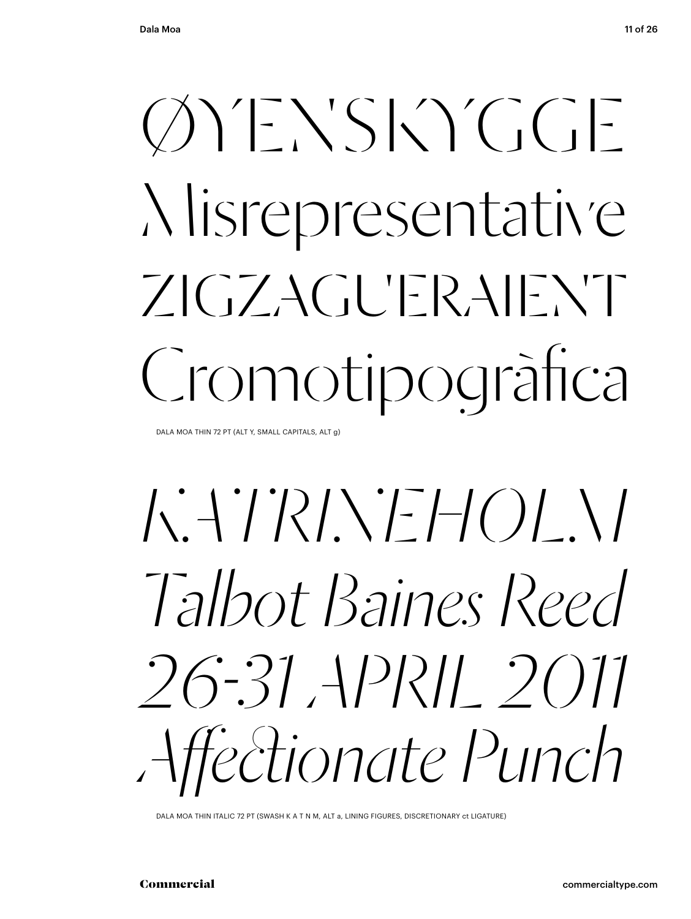ØYENSKYGGE

Misrepresentative

ZIGZAGUERAIENT

Cromotipogràfica

DALA MOA THIN 72 PT (ALT Y, SMALL CAPITALS, ALT g)

*KATRINEHOLM*

*Talbot Baines Reed*

*26-31 APRIL 2011*

*Affectionate Punch*

DALA MOA THIN ITALIC 72 PT (SWASH K A T N M, ALT a, LINING FIGURES, DISCRETIONARY ct LIGATURE)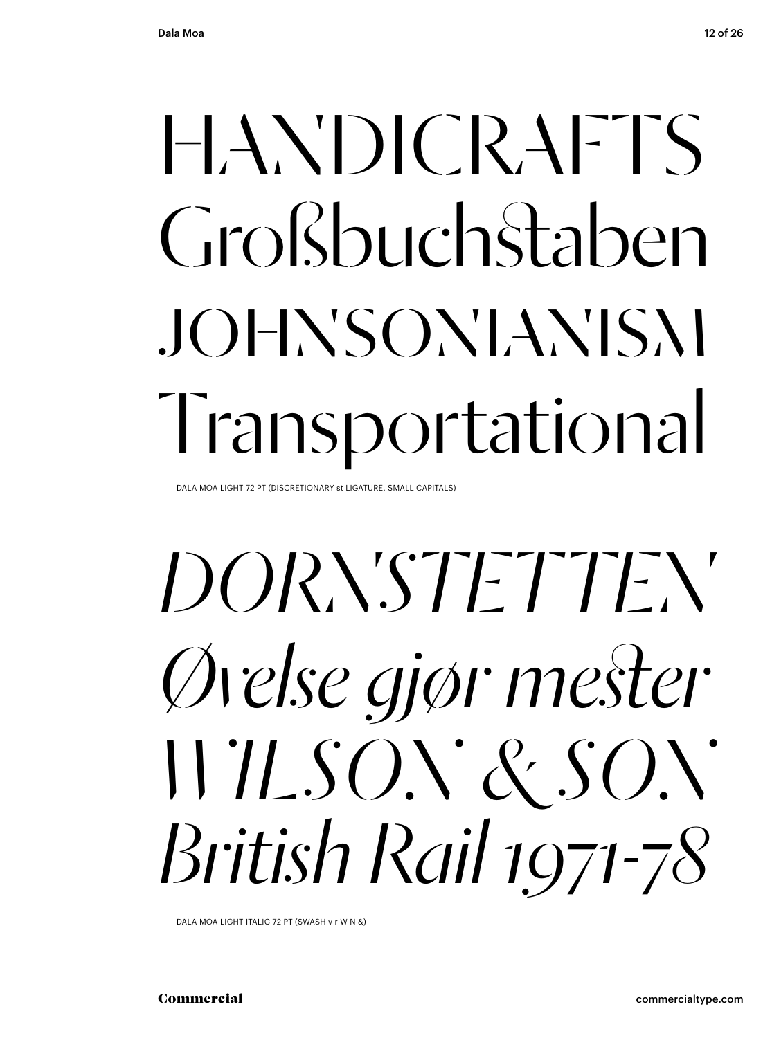HANDICRAFTS
Großbuchstaben
JOHNSONIANISM
Transportational

DALA MOA LIGHT 72 PT (DISCRETIONARY st LIGATURE, SMALL CAPITALS)

*DORNSTETTEN*
*Øvelse gjør mester*
*WILSON & SON*
*British Rail 1971-78*

DALA MOA LIGHT ITALIC 72 PT (SWASH v r W N &)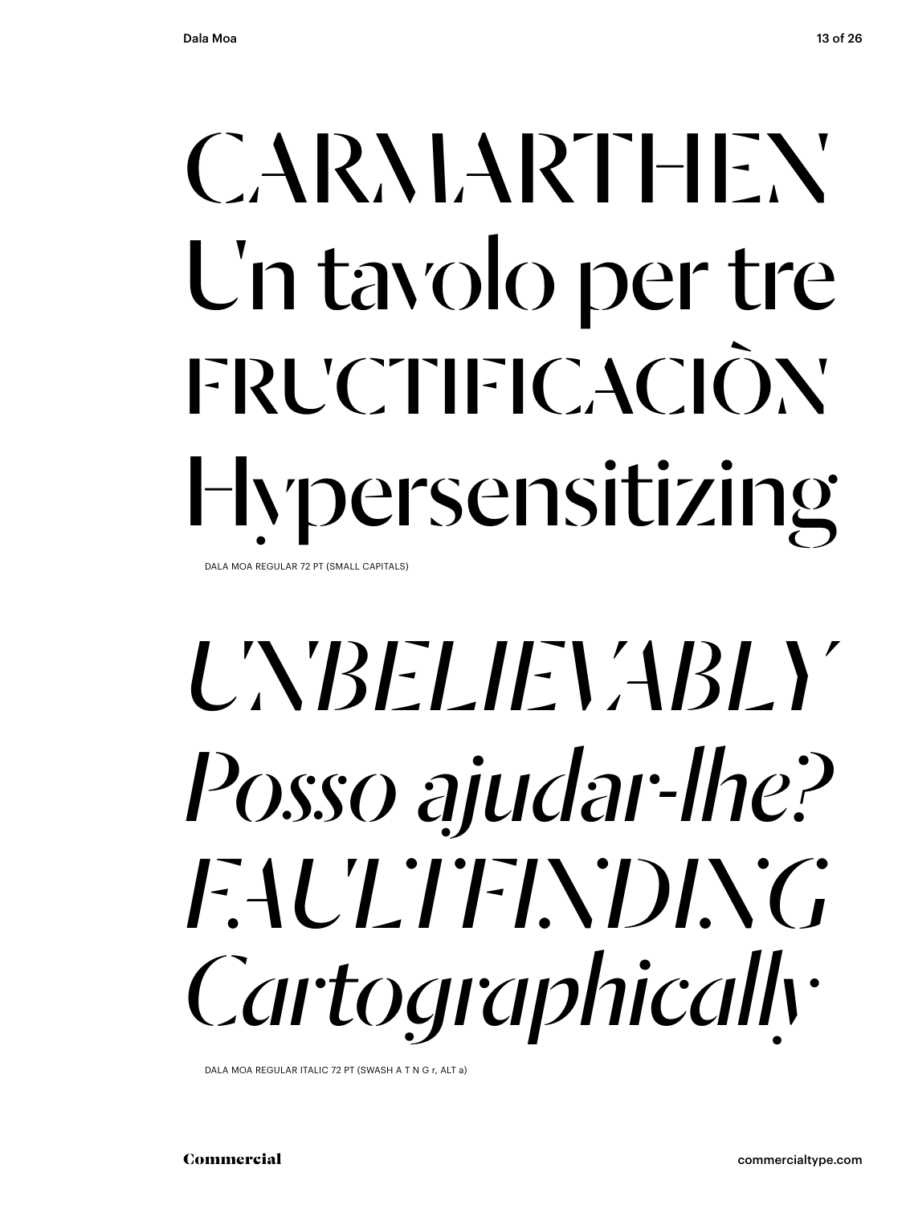CARMARTHEN
U'n tavolo per tre
FRUCTIFICACIÒN
Hypersensitizing

DALA MOA REGULAR 72 PT (SMALL CAPITALS)

*UNBELIEVABLY*
*Posso ajudar-lhe?*
*FAULTFINDING*
*Cartographically*

DALA MOA REGULAR ITALIC 72 PT (SWASH A T N G r, ALT a)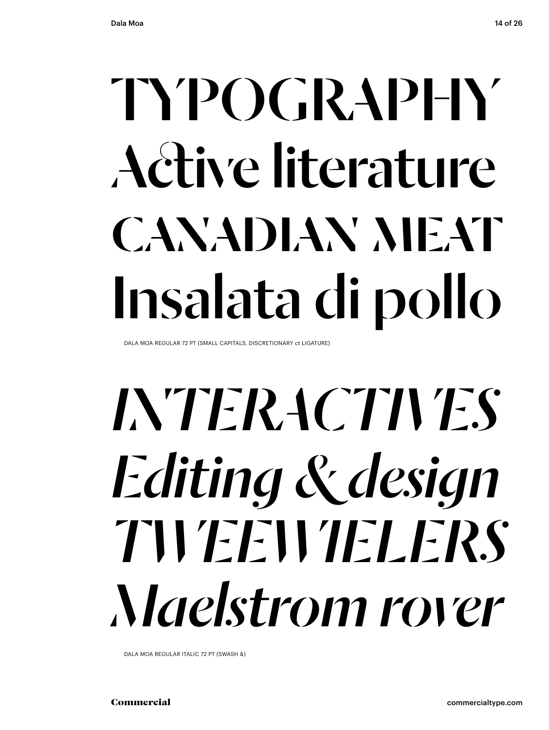TYPOGRAPHY
Active literature
CANADIAN MEAT
Insalata di pollo

DALA MOA REGULAR 72 PT (SMALL CAPITALS, DISCRETIONARY ct LIGATURE)

*INTERACTIVES*
*Editing & design*
*TWEEWIELERS*
*Maelstrom rover*

DALA MOA REGULAR ITALIC 72 PT (SWASH &)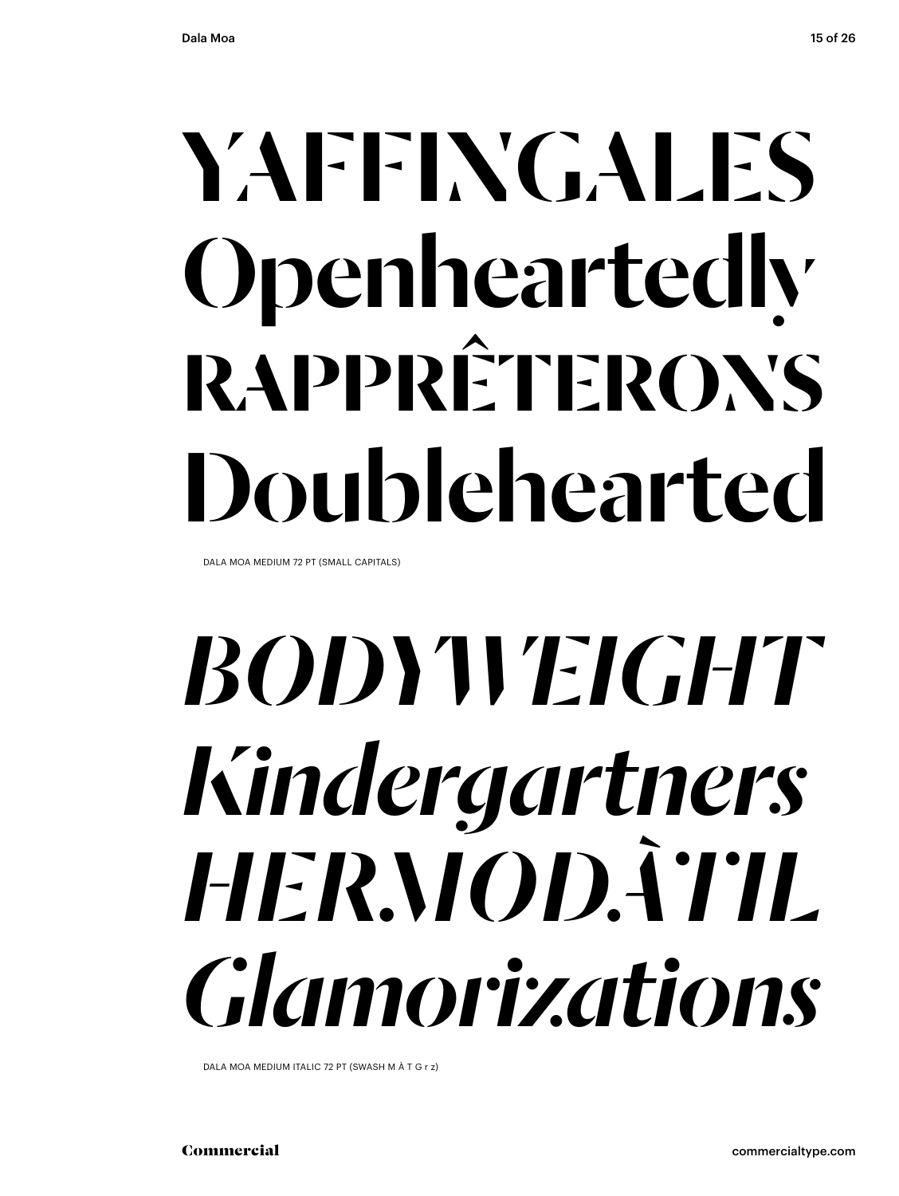YAFFINGALES
Openheartedly
RAPPRÊTERONS
Doublehearted

DALA MOA MEDIUM 72 PT (SMALL CAPITALS)

*BODYWEIGHT*
*Kindergartners*
*HERMODÀTIL*
*Glamorizations*

DALA MOA MEDIUM ITALIC 72 PT (SWASH M À T G r z)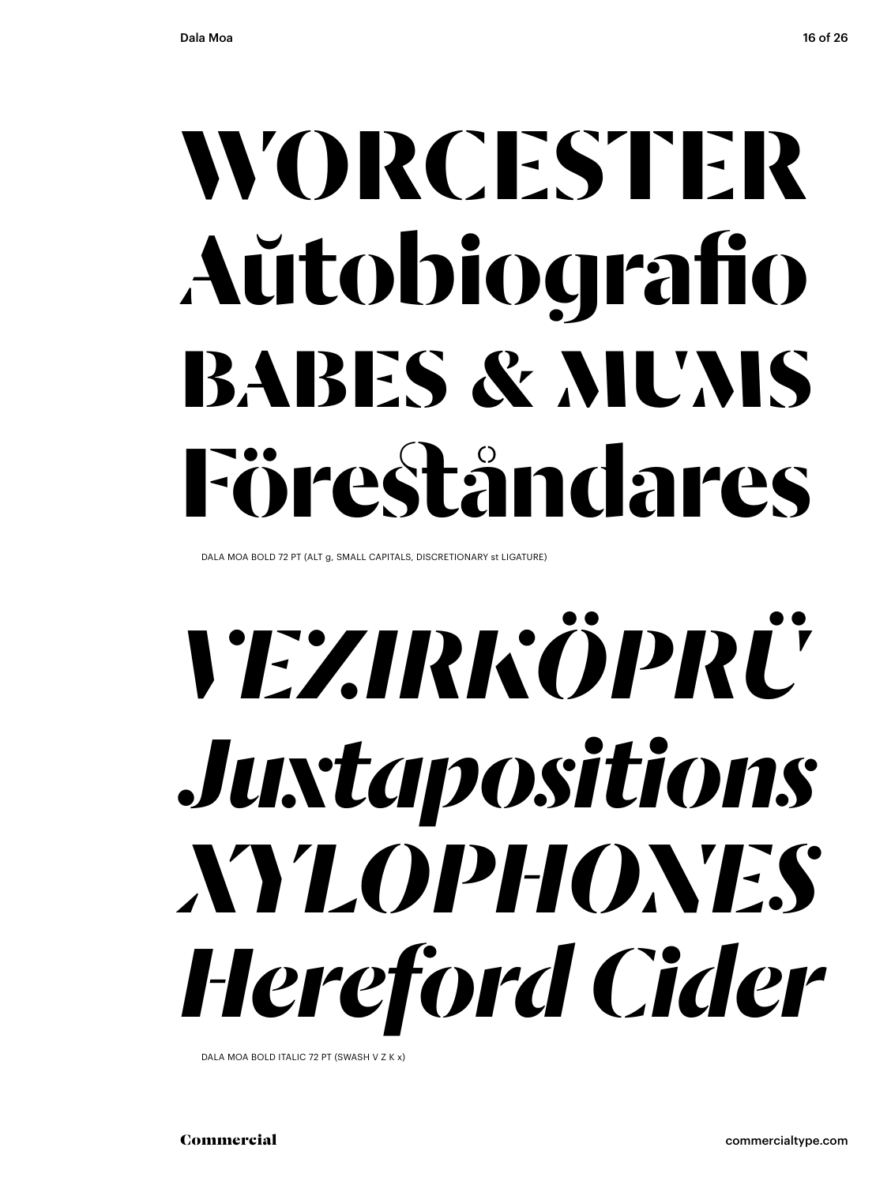WORCESTER
Aŭtobiografio
BABES & MUMS
Föreståndares

DALA MOA BOLD 72 PT (ALT g, SMALL CAPITALS, DISCRETIONARY st LIGATURE)

*VEZIRKÖPRÜ*
*Juxtapositions*
*XYLOPHONES*
*Hereford Cider*

DALA MOA BOLD ITALIC 72 PT (SWASH V Z K x)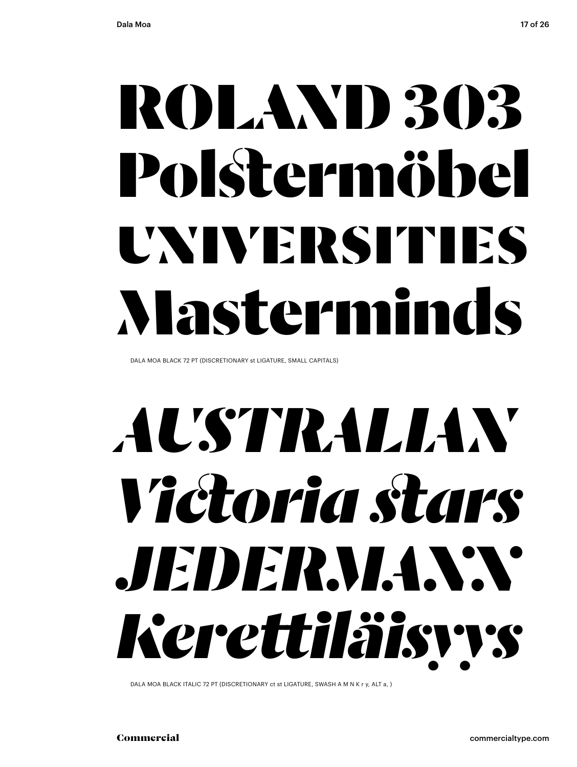ROLAND 303
Polstermöbel
UNIVERSITIES
Masterminds

DALA MOA BLACK 72 PT (DISCRETIONARY st LIGATURE, SMALL CAPITALS)

*AUSTRALIAN*
*Victoria stars*
*JEDERMANN*
*Kerettiläisyys*

DALA MOA BLACK ITALIC 72 PT (DISCRETIONARY ct st LIGATURE, SWASH A M N K r y, ALT a, )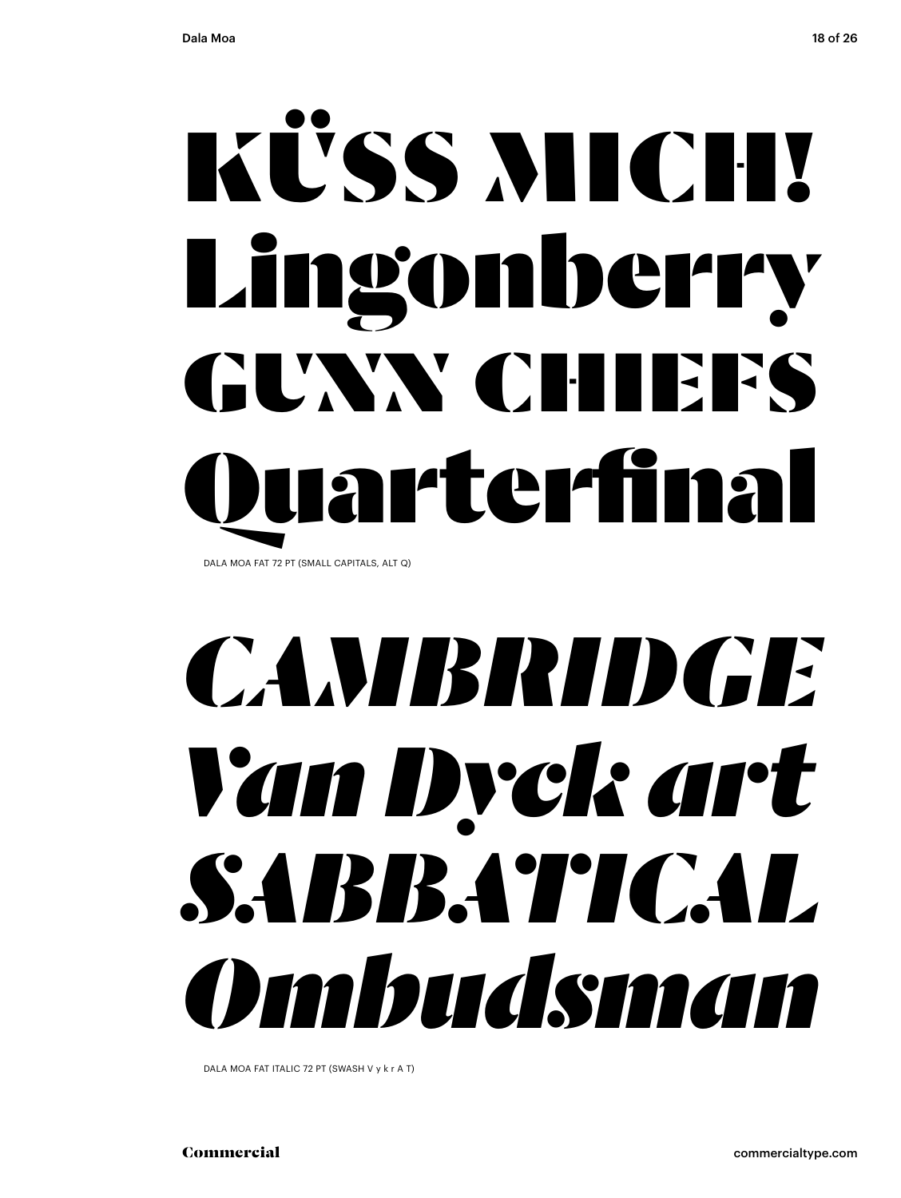KÜSS MICH!
Lingonberry
GUNN CHIEFS
Quarterfinal

DALA MOA FAT 72 PT (SMALL CAPITALS, ALT Q)

*CAMBRIDGE*
*Van Dyck art*
*SABBATICAL*
*Ombudsman*

DALA MOA FAT ITALIC 72 PT (SWASH V y k r A T)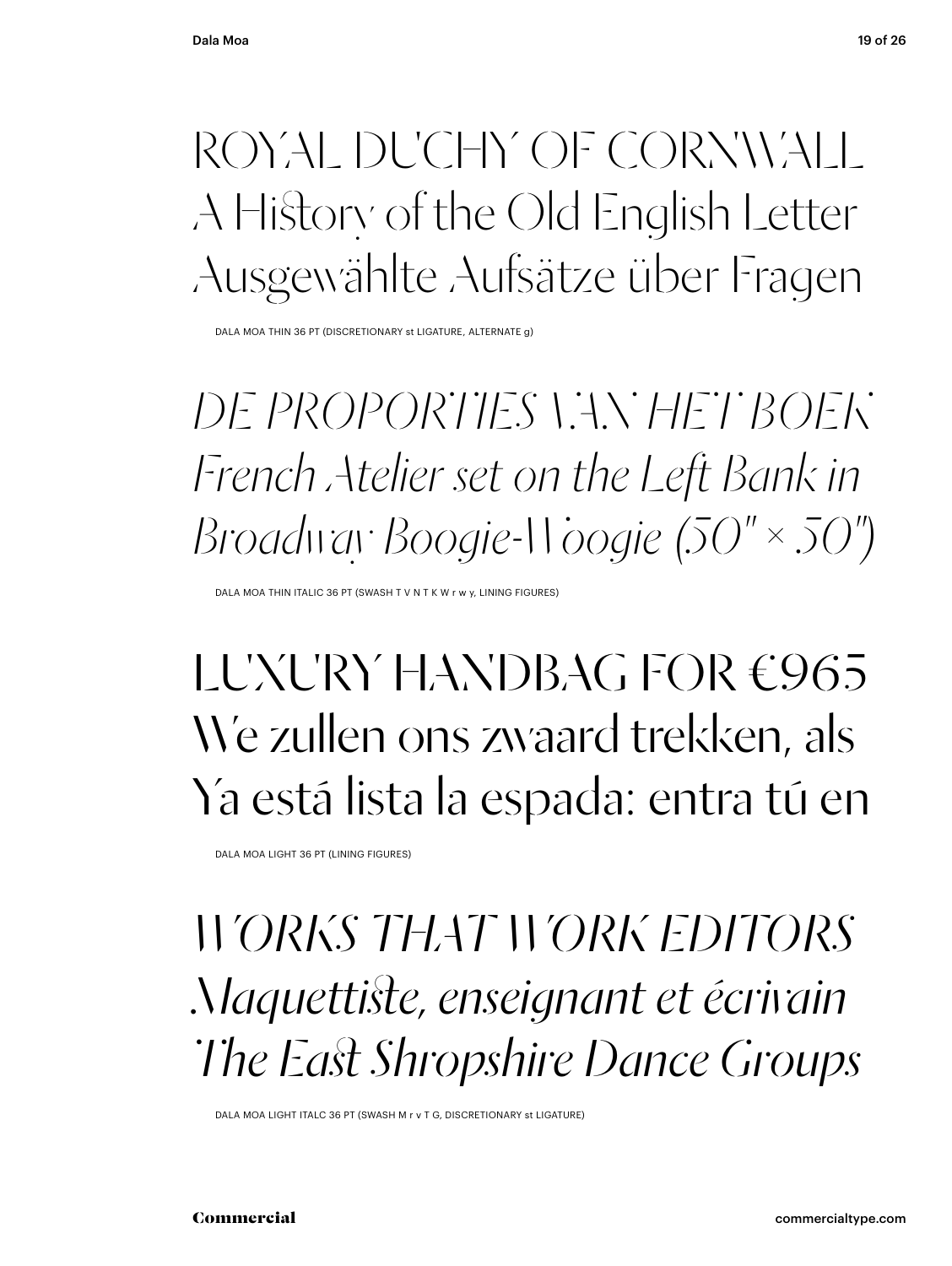ROYAL DUCHY OF CORNWALL
A History of the Old English Letter
Ausgewählte Aufsätze über Fragen

DALA MOA THIN 36 PT (DISCRETIONARY st LIGATURE, ALTERNATE g)

*DE PROPORTIES VAN HET BOEK*
*French Atelier set on the Left Bank in*
*Broadway Boogie-Woogie (50" × 50")*

DALA MOA THIN ITALIC 36 PT (SWASH T V N T K W r w y, LINING FIGURES)

LUXURY HANDBAG FOR €965
We zullen ons zwaard trekken, als
Ya está lista la espada: entra tú en

DALA MOA LIGHT 36 PT (LINING FIGURES)

*WORKS THAT WORK EDITORS*
*Maquettiste, enseignant et écrivain*
*The East Shropshire Dance Groups*

DALA MOA LIGHT ITALC 36 PT (SWASH M r v T G, DISCRETIONARY st LIGATURE)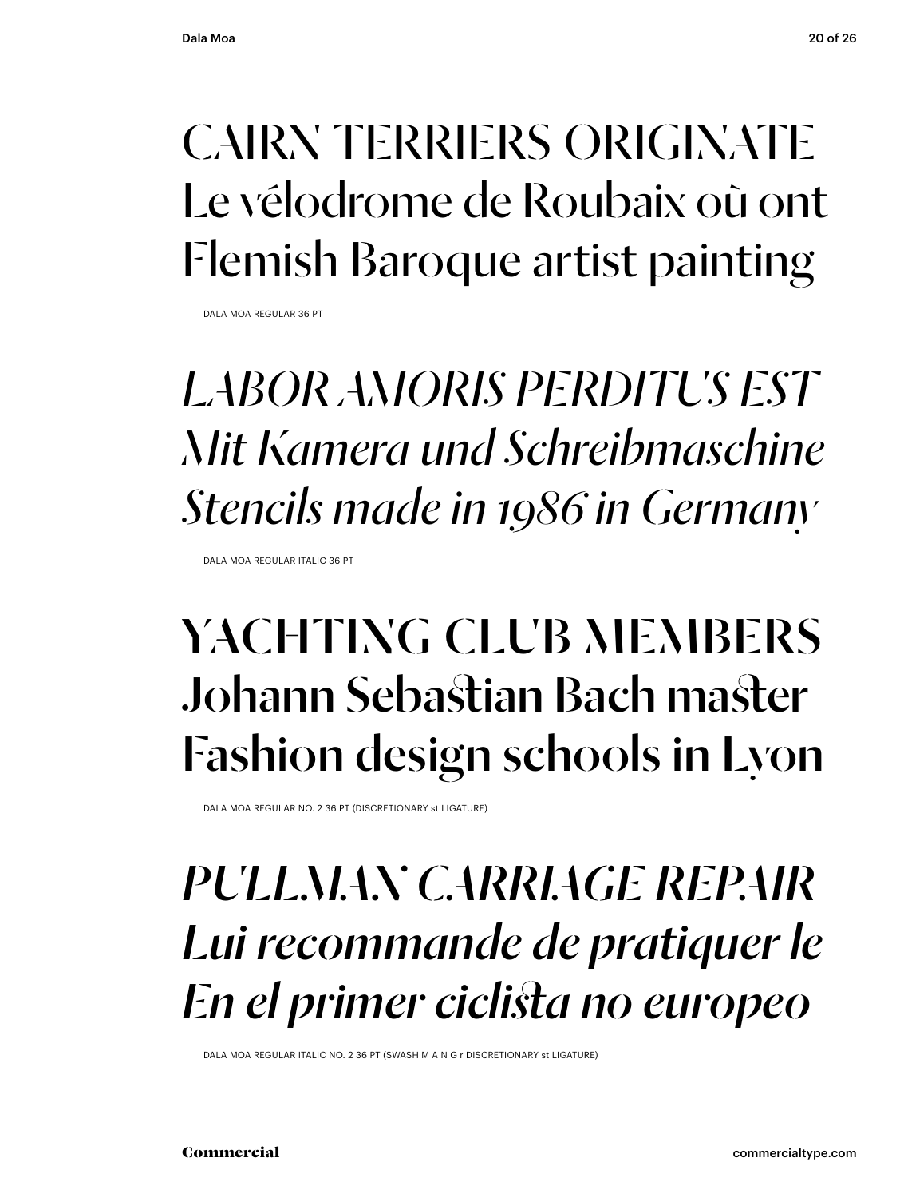CAIRN TERRIERS ORIGINATE
Le vélodrome de Roubaix où ont
Flemish Baroque artist painting

DALA MOA REGULAR 36 PT

*LABOR AMORIS PERDITUS EST*
*Mit Kamera und Schreibmaschine*
*Stencils made in 1986 in Germany*

DALA MOA REGULAR ITALIC 36 PT

**YACHTING CLUB MEMBERS**
**Johann Sebastian Bach master**
**Fashion design schools in Lyon**

DALA MOA REGULAR NO. 2 36 PT (DISCRETIONARY st LIGATURE)

***PULLMAN CARRIAGE REPAIR***
***Lui recommande de pratiquer le***
***En el primer ciclista no europeo***

DALA MOA REGULAR ITALIC NO. 2 36 PT (SWASH M A N G r DISCRETIONARY st LIGATURE)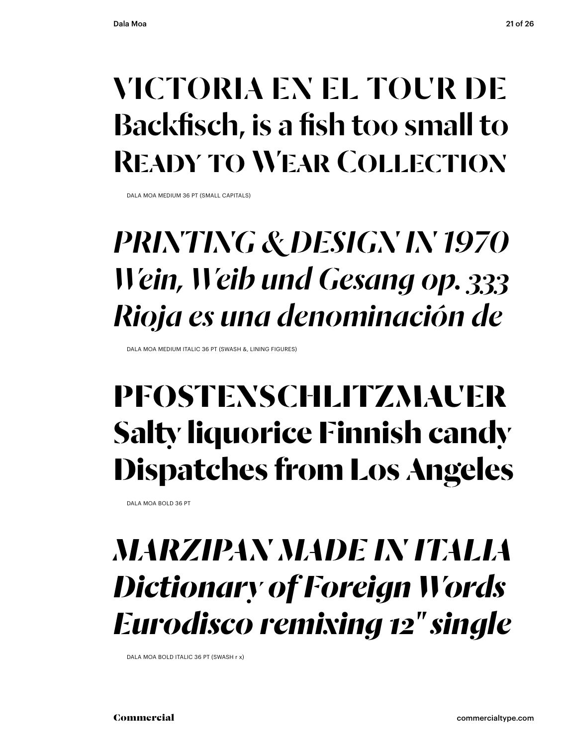VICTORIA EN EL TOUR DE
Backfisch, is a fish too small to
READY TO WEAR COLLECTION

DALA MOA MEDIUM 36 PT (SMALL CAPITALS)

*PRINTING & DESIGN IN 1970*
*Wein, Weib und Gesang op. 333*
*Rioja es una denominación de*

DALA MOA MEDIUM ITALIC 36 PT (SWASH &, LINING FIGURES)

**PFOSTENSCHLITZMAUER**
**Salty liquorice Finnish candy**
**Dispatches from Los Angeles**

DALA MOA BOLD 36 PT

***MARZIPAN MADE IN ITALIA***
***Dictionary of Foreign Words***
***Eurodisco remixing 12" single***

DALA MOA BOLD ITALIC 36 PT (SWASH r x)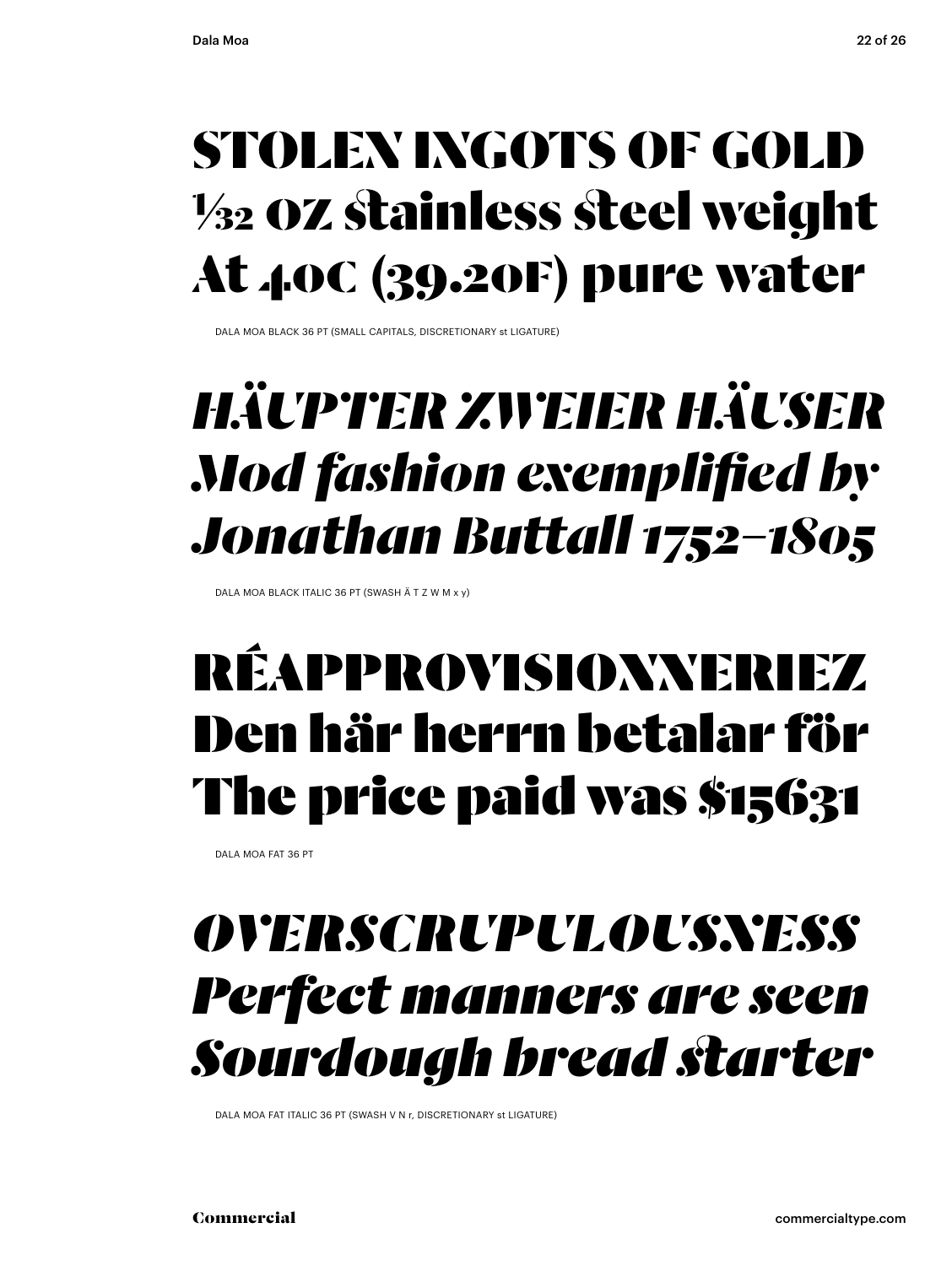STOLEN INGOTS OF GOLD
1/32 OZ stainless steel weight
At 40C (39.20F) pure water

DALA MOA BLACK 36 PT (SMALL CAPITALS, DISCRETIONARY st LIGATURE)

*HÄUPTER ZWEIER HÄUSER*
*Mod fashion exemplified by*
*Jonathan Buttall 1752–1805*

DALA MOA BLACK ITALIC 36 PT (SWASH Ä T Z W M x y)

RÉAPPROVISIONNERIEZ
Den här herrn betalar för
The price paid was $15631

DALA MOA FAT 36 PT

*OVERSCRUPULOUSNESS*
*Perfect manners are seen*
*Sourdough bread starter*

DALA MOA FAT ITALIC 36 PT (SWASH V N r, DISCRETIONARY st LIGATURE)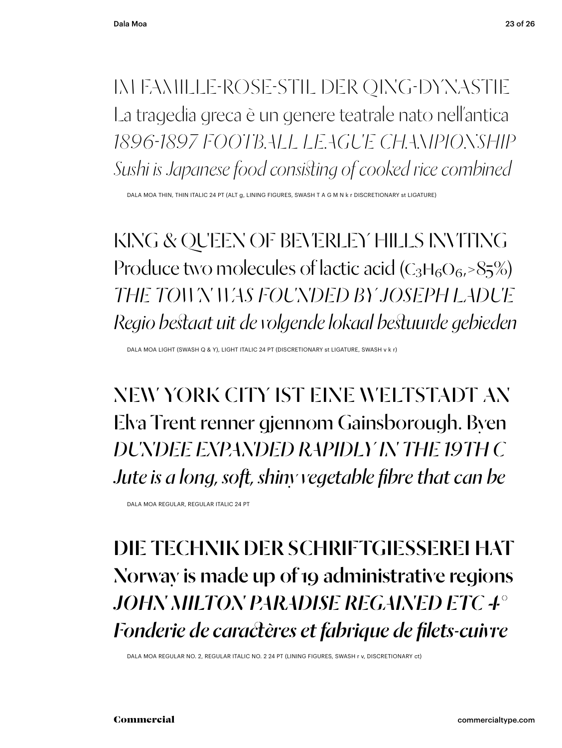IM FAMILLE-ROSE-STIL DER QING-DYNASTIE

La tragedia greca è un genere teatrale nato nell'antica

*1896-1897 FOOTBALL LEAGUE CHAMPIONSHIP*

*Sushi is Japanese food consisting of cooked rice combined*

DALA MOA THIN, THIN ITALIC 24 PT (ALT g, LINING FIGURES, SWASH T A G M N k r DISCRETIONARY st LIGATURE)

KING & QUEEN OF BEVERLEY HILLS INVITING

Produce two molecules of lactic acid ($C_3H_6O_6$,>85%)

*THE TOWN WAS FOUNDED BY JOSEPH LADUE*

*Regio bestaat uit de volgende lokaal bestuurde gebieden*

DALA MOA LIGHT (SWASH Q & Y), LIGHT ITALIC 24 PT (DISCRETIONARY st LIGATURE, SWASH v k r)

NEW YORK CITY IST EINE WELTSTADT AN

Elva Trent renner gjennom Gainsborough. Byen

*DUNDEE EXPANDED RAPIDLY IN THE 19TH C*

*Jute is a long, soft, shiny vegetable fibre that can be*

DALA MOA REGULAR, REGULAR ITALIC 24 PT

**DIE TECHNIK DER SCHRIFTGIESSEREI HAT**

**Norway is made up of 19 administrative regions**

***JOHN MILTON PARADISE REGAINED ETC 4°***

***Fonderie de caractères et fabrique de filets-cuivre***

DALA MOA REGULAR NO. 2, REGULAR ITALIC NO. 2 24 PT (LINING FIGURES, SWASH r v, DISCRETIONARY ct)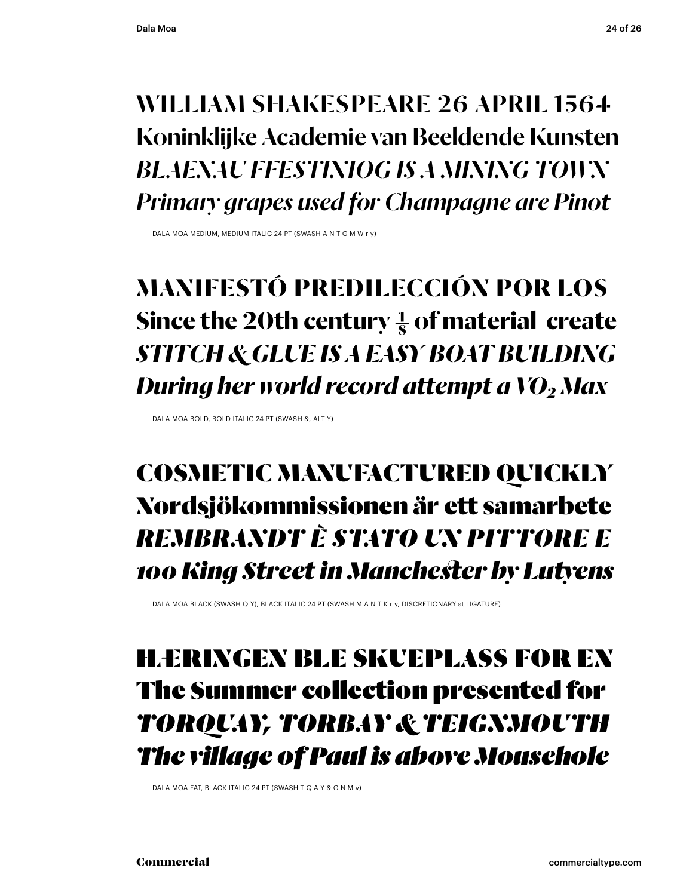WILLIAM SHAKESPEARE 26 APRIL 1564
Koninklijke Academie van Beeldende Kunsten
*BLAENAU FFESTINIOG IS A MINING TOWN*
*Primary grapes used for Champagne are Pinot*

DALA MOA MEDIUM, MEDIUM ITALIC 24 PT (SWASH A N T G M W r y)

**MANIFESTÓ PREDILECCIÓN POR LOS**
**Since the 20th century $\frac{1}{8}$ of material create**
***STITCH & GLUE IS A EASY BOAT BUILDING***
***During her world record attempt a $VO_2$ Max***

DALA MOA BOLD, BOLD ITALIC 24 PT (SWASH &, ALT Y)

**COSMETIC MANUFACTURED QUICKLY**
**Nordsjökommissionen är ett samarbete**
***REMBRANDT È STATO UN PITTORE E***
***100 King Street in Manchester by Lutyens***

DALA MOA BLACK (SWASH Q Y), BLACK ITALIC 24 PT (SWASH M A N T K r y, DISCRETIONARY st LIGATURE)

**HÆRINGEN BLE SKUEPLASS FOR EN**
**The Summer collection presented for**
***TORQUAY, TORBAY & TEIGNMOUTH***
***The village of Paul is above Mousehole***

DALA MOA FAT, BLACK ITALIC 24 PT (SWASH T Q A Y & G N M v)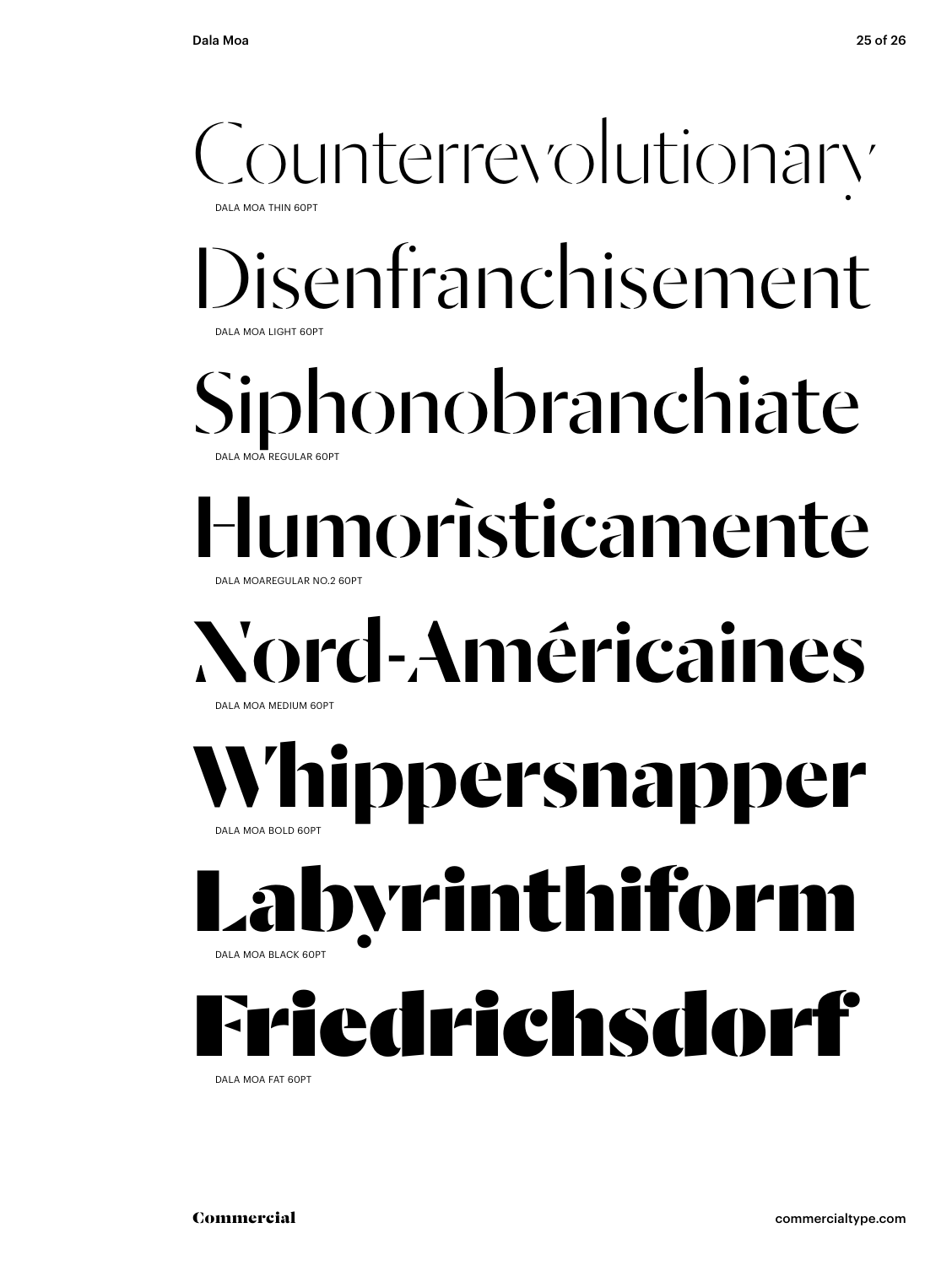Counterrevolutionary

DALA MOA THIN 60PT

Disenfranchisement

DALA MOA LIGHT 60PT

Siphonobranchiate

DALA MOA REGULAR 60PT

Humorìsticamente

DALA MOAREGULAR NO.2 60PT

Nord-Américaines

DALA MOA MEDIUM 60PT

Whippersnapper

DALA MOA BOLD 60PT

Labyrinthiform

DALA MOA BLACK 60PT

Friedrichsdorf

DALA MOA FAT 60PT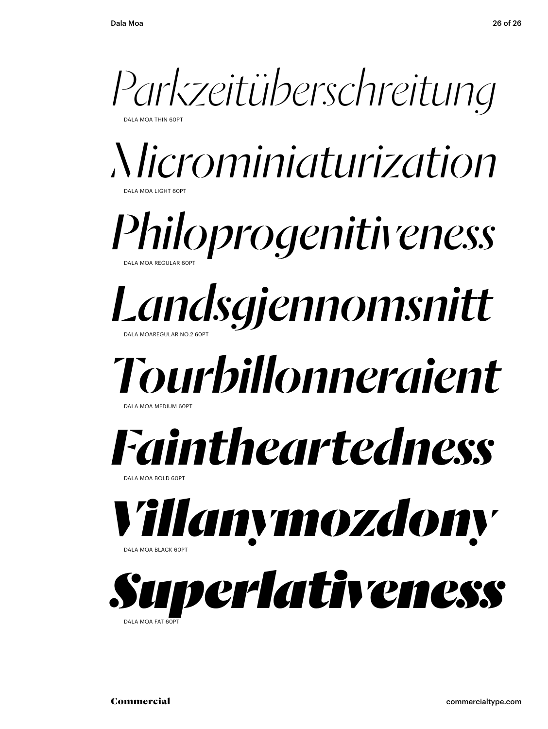*Parkzeitüberschreitung*

DALA MOA THIN 60PT

*Microminiaturization*

DALA MOA LIGHT 60PT

*Philoprogenitiveness*

DALA MOA REGULAR 60PT

*Landsgjennomsnitt*

DALA MOAREGULAR NO.2 60PT

*Tourbillonneraient*

DALA MOA MEDIUM 60PT

*Faintheartedness*

DALA MOA BOLD 60PT

*Villanymozdony*

DALA MOA BLACK 60PT

*Superlativeness*

DALA MOA FAT 60PT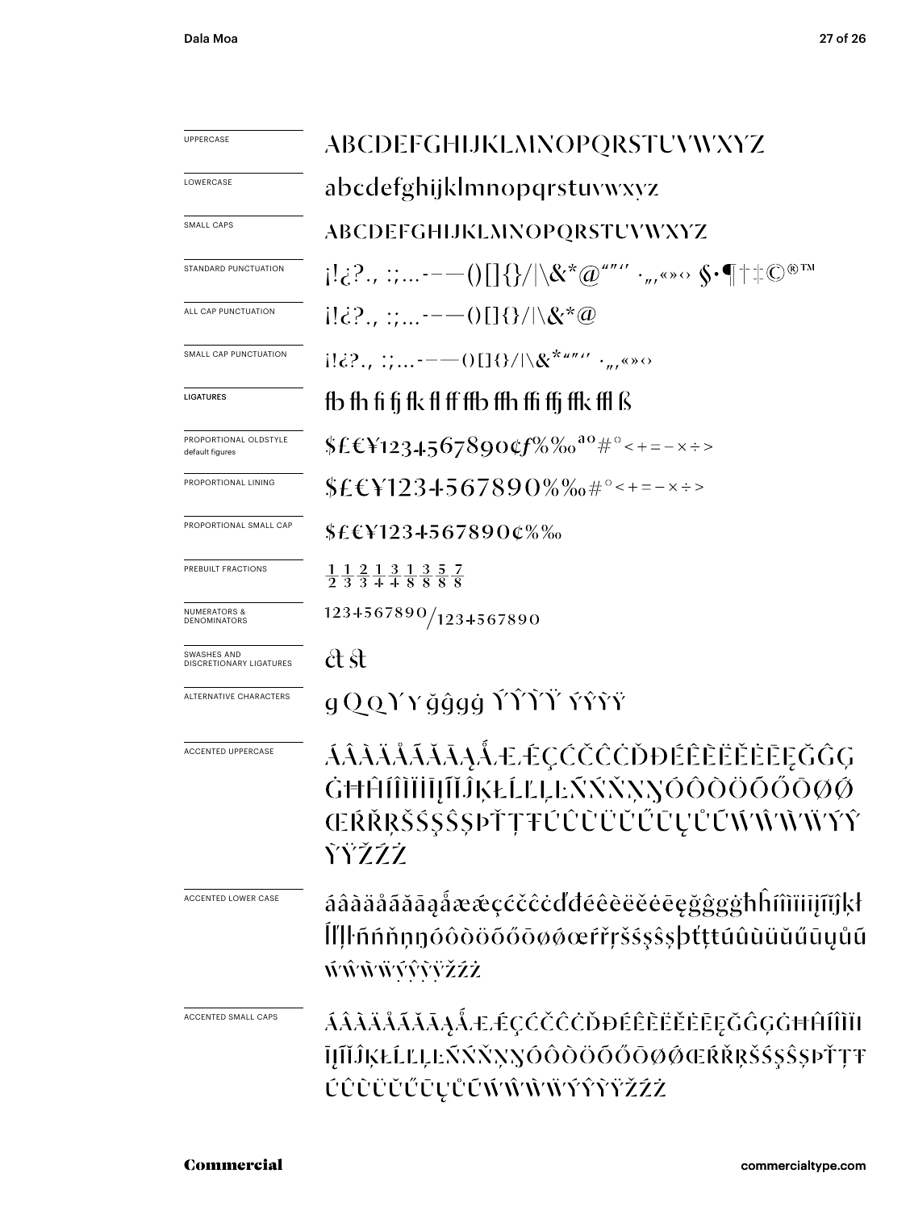| | |
|---|---|
| UPPERCASE | ABCDEFGHIJKLMNOPQRSTUVWXYZ |
| LOWERCASE | abcdefghijklmnopqrstuvwxyz |
| SMALL CAPS | ABCDEFGHIJKLMNOPQRSTUVWXYZ |
| STANDARD PUNCTUATION | ¡!¿?., :;…-–—()[]{}/\|\&*@“”‘’ ·„‚«»‹› §•¶†‡©®™ |
| ALL CAP PUNCTUATION | ¡!¿?., :;…-–—()[]{}/\|\&*@ |
| SMALL CAP PUNCTUATION | ¡!¿?., :;…-–—()[]{}/\|\&*“”‘’ ·„‚«»‹› |
| LIGATURES | fb fh fi fj fk fl ff ffb ffh ffi ffj ffk ffl ß |
| PROPORTIONAL OLDSTYLE default figures | $£€¥1234567890¢ƒ%‰ªº#°<+=−×÷> |
| PROPORTIONAL LINING | $£€¥1234567890%‰#°<+=−×÷> |
| PROPORTIONAL SMALL CAP | $£€¥1234567890¢%‰ |
| PREBUILT FRACTIONS | ½ ⅓ ⅔ ¼ ¾ ⅛ ⅜ ⅝ ⅞ |
| NUMERATORS & DENOMINATORS | 1234567890/1234567890 |
| SWASHES AND DISCRETIONARY LIGATURES | ct st |
| ALTERNATIVE CHARACTERS | g Q Q Y Y ğĝģġ ÝŶỲŸ ýŷỳÿ |
| ACCENTED UPPERCASE | ÁÂÀÄÅÃĂĀĄǺÆǼÇĆČĈĊĎĐÉÊÈËĚĖĒĘĞĜĢĠĦĤÍÎÌÏİĪĮĨĬĴĶŁĹĽĻĿÑŃŇŅŊÓÔÒÖÕŐŌØǾŒŔŘŖŠŚŞŜȘÞŤŢŦÚÛÙÜŬŰŪŲŮŨẂŴẀẄÝŶỲŸŽŹŻ |
| ACCENTED LOWER CASE | áâàäåãăāąǻæǽçćčĉċďđéêèëěėēęğĝģġħĥíîìïıīįĩĭĵķłĺľļŀñńňņŋóôòöõőōøǿœŕřŗšśşŝșþťţŧúûùüŭűūųůũẃŵẁẅýŷỳÿžźż |
| ACCENTED SMALL CAPS | ÁÂÀÄÅÃĂĀĄǺÆǼÇĆČĈĊĎĐÉÊÈËĚĖĒĘĞĜĢĠĦĤÍÎÌÏĪĮĨĬĴĶŁĹĽĻĿÑŃŇŅŊÓÔÒÖÕŐŌØǾŒŔŘŖŠŚŞŜȘÞŤŢŦÚÛÙÜŬŰŪŲŮŨẂŴẀẄÝŶỲŸŽŹŻ |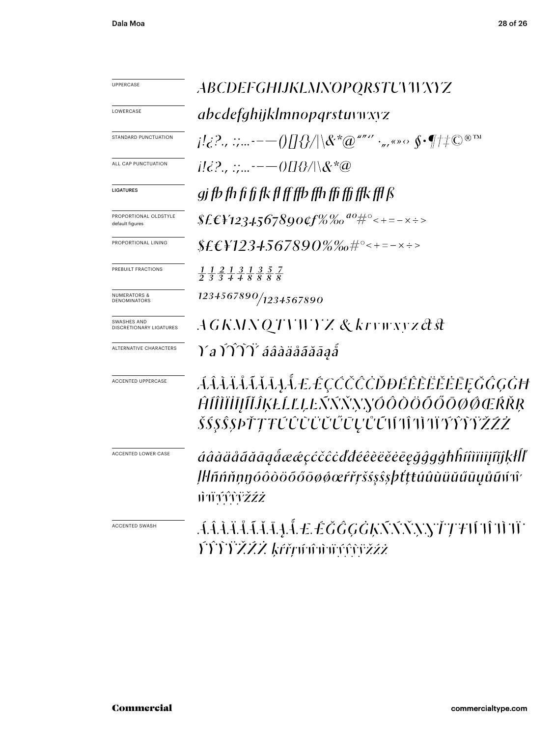| | |
|---|---|
| UPPERCASE | *ABCDEFGHIJKLMNOPQRSTUVWXYZ* |
| LOWERCASE | *abcdefghijklmnopqrstuvwxyz* |
| STANDARD PUNCTUATION | *¡!¿?.,:;...-–—()[]{}/\|\&*@"""' ·„,«»‹› §•¶†‡©®™* |
| ALL CAP PUNCTUATION | *¡!¿?.,:;...-–—()[]{}/\|\&*@* |
| LIGATURES | *gj fb fh fi fj fk fl ff ffb ffh ffi ffj ffk ffl ß* |
| PROPORTIONAL OLDSTYLE default figures | *$£€¥1234567890¢f%‰ªº#°<+=−×÷>* |
| PROPORTIONAL LINING | *$£€¥1234567890%‰#°<+=−×÷>* |
| PREBUILT FRACTIONS | *½ ⅓ ⅔ ¼ ¾ ⅛ ⅜ ⅝ ⅞* |
| NUMERATORS & DENOMINATORS | *1234567890/1234567890* |
| SWASHES AND DISCRETIONARY LIGATURES | *A G K M N Q T V W Y Z & k r v w x y z ct st* |
| ALTERNATIVE CHARACTERS | *Y a ÝŶỲŸ áâàäåãăāąǻ* |
| ACCENTED UPPERCASE | *ÁÂÀÄÅÃĂĀĄǺÆǼÇĆČĈĊĎĐÉÊÈËĚĖĒĘĞĜĢĠĦĤÍÎÌÏĪĮĨĬĴĶŁĹĽĻĿÑŃŇŅŊÓÔÒÖÕŐŌØǾŒŔŘŖŠŚŞŜȘÞŤŢŦÚÛÙÜŬŰŪŲŮŨẂŴẀẄÝŶỲŸŽŹŻ* |
| ACCENTED LOWER CASE | *áâàäåãăāąǻæǽçćčĉċďđéêèëěėēęğĝģġħĥíîìïıįĩĭĵķłĺľļŀñńňņŋóôòöõőōøǿœŕřŗšśşŝșþťţŧúûùüŭűūųůũẃŵẁẅýŷỳÿžźż* |
| ACCENTED SWASH | *ÁÂÀÄÅÃĂĀĄǺÆǼĞĜĢĠĶÑŃŇŅŊŤŢŦẂŴẀẄÝŶỲŸŽŹŻ ķŕřŗẃŵẁẅýŷỳÿžźż* |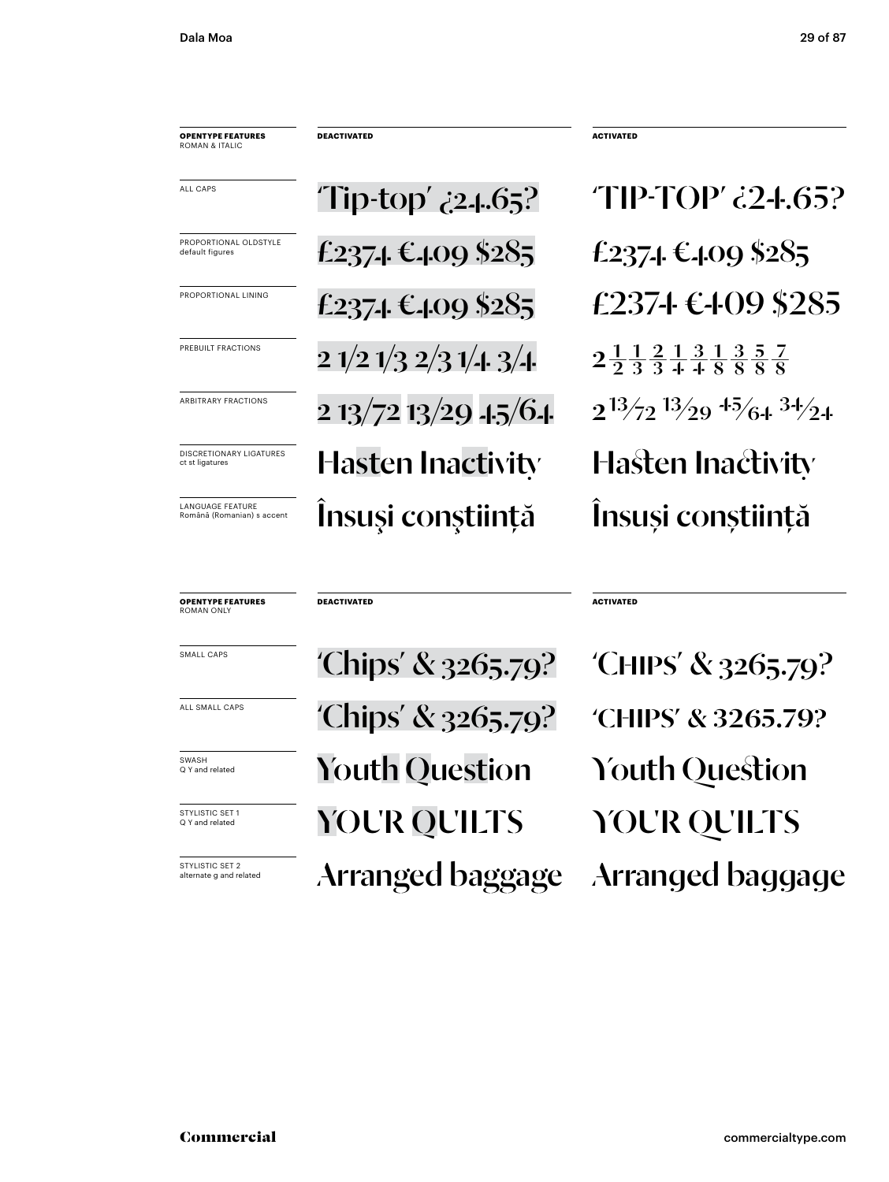| OPENTYPE FEATURES ROMAN & ITALIC | DEACTIVATED | ACTIVATED |
|---|---|---|
| ALL CAPS | 'Tip-top' ¿24.65? | 'TIP-TOP' ¿24.65? |
| PROPORTIONAL OLDSTYLE default figures | £2374 €409 $285 | £2374 €409 $285 |
| PROPORTIONAL LINING | £2374 €409 $285 | £2374 €409 $285 |
| PREBUILT FRACTIONS | 2 1/2 1/3 2/3 1/4 3/4 | 2 ½ ⅓ ⅔ ¼ ¾ ⅛ ⅜ ⅝ ⅞ |
| ARBITRARY FRACTIONS | 2 13/72 13/29 45/64 | 2 13/72 13/29 45/64 34/24 |
| DISCRETIONARY LIGATURES ct st ligatures | Hasten Inactivity | Hasten Inactivity |
| LANGUAGE FEATURE Română (Romanian) s accent | Însuşi conştiinţă | Însuși conștiință |

| OPENTYPE FEATURES ROMAN ONLY | DEACTIVATED | ACTIVATED |
|---|---|---|
| SMALL CAPS | 'Chips' & 3265.79? | 'CHIPS' & 3265.79? |
| ALL SMALL CAPS | 'Chips' & 3265.79? | 'CHIPS' & 3265.79? |
| SWASH Q Y and related | Youth Question | Youth Question |
| STYLISTIC SET 1 Q Y and related | YOUR QUILTS | YOUR QUILTS |
| STYLISTIC SET 2 alternate g and related | Arranged baggage | Arranged baggage |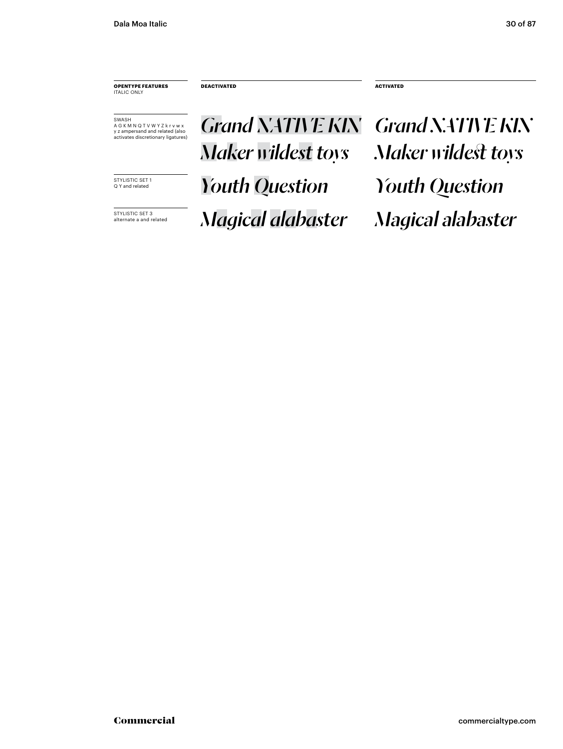| **OPENTYPE FEATURES** ITALIC ONLY | **DEACTIVATED** | **ACTIVATED** |
|---|---|---|
| SWASH A G K M N Q T V W Y Z k r v w x y z ampersand and related (also activates discretionary ligatures) | *Grand NATIVE KIN Maker wildest toys* | *Grand NATIVE KIN Maker wildest toys* |
| STYLISTIC SET 1 Q Y and related | *Youth Question* | *Youth Question* |
| STYLISTIC SET 3 alternate a and related | *Magical alabaster* | *Magical alabaster* |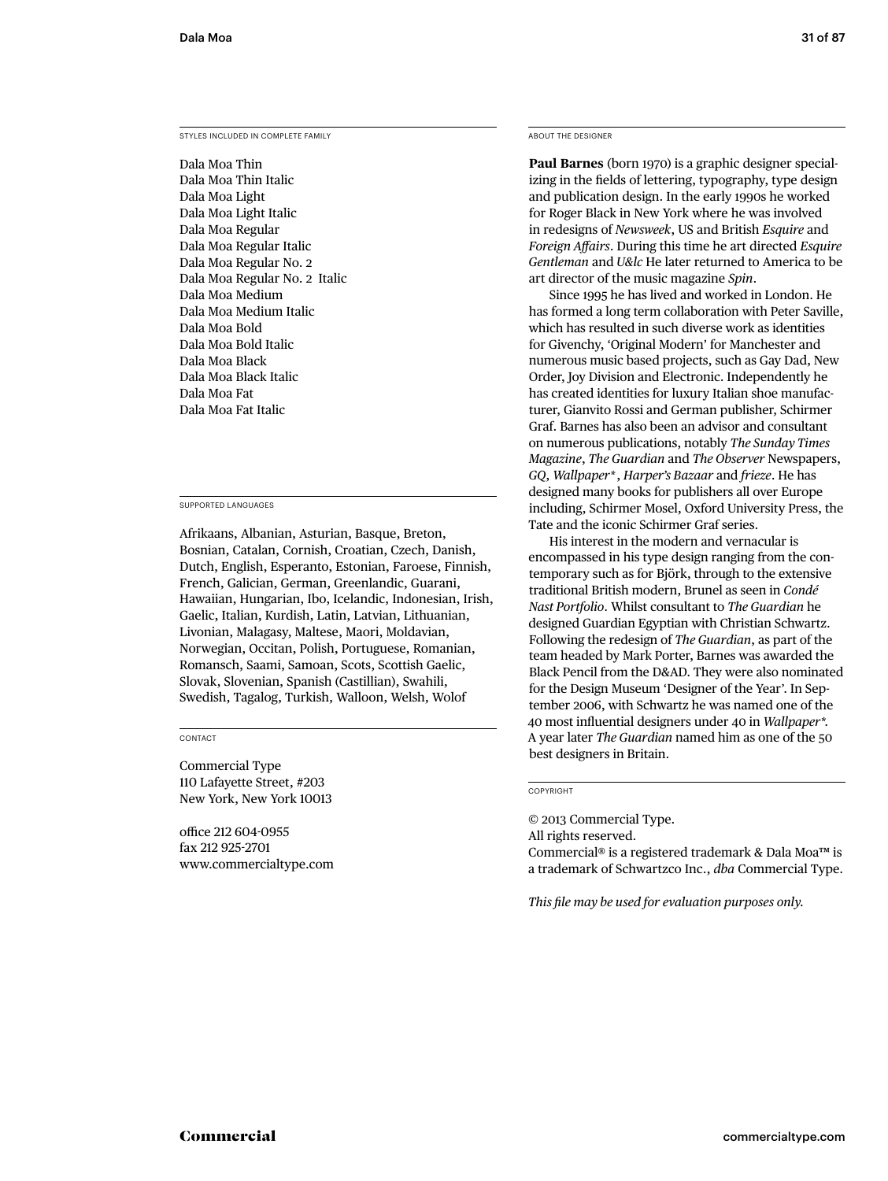## STYLES INCLUDED IN COMPLETE FAMILY

Dala Moa Thin
Dala Moa Thin Italic
Dala Moa Light
Dala Moa Light Italic
Dala Moa Regular
Dala Moa Regular Italic
Dala Moa Regular No. 2
Dala Moa Regular No. 2 Italic
Dala Moa Medium
Dala Moa Medium Italic
Dala Moa Bold
Dala Moa Bold Italic
Dala Moa Black
Dala Moa Black Italic
Dala Moa Fat
Dala Moa Fat Italic

## SUPPORTED LANGUAGES

Afrikaans, Albanian, Asturian, Basque, Breton, Bosnian, Catalan, Cornish, Croatian, Czech, Danish, Dutch, English, Esperanto, Estonian, Faroese, Finnish, French, Galician, German, Greenlandic, Guarani, Hawaiian, Hungarian, Ibo, Icelandic, Indonesian, Irish, Gaelic, Italian, Kurdish, Latin, Latvian, Lithuanian, Livonian, Malagasy, Maltese, Maori, Moldavian, Norwegian, Occitan, Polish, Portuguese, Romanian, Romansch, Saami, Samoan, Scots, Scottish Gaelic, Slovak, Slovenian, Spanish (Castillian), Swahili, Swedish, Tagalog, Turkish, Walloon, Welsh, Wolof

## CONTACT

Commercial Type
110 Lafayette Street, #203
New York, New York 10013

office 212 604-0955
fax 212 925-2701
www.commercialtype.com

## ABOUT THE DESIGNER

**Paul Barnes** (born 1970) is a graphic designer specializing in the fields of lettering, typography, type design and publication design. In the early 1990s he worked for Roger Black in New York where he was involved in redesigns of *Newsweek*, US and British *Esquire* and *Foreign Affairs*. During this time he art directed *Esquire Gentleman* and *U&lc* He later returned to America to be art director of the music magazine *Spin*.

Since 1995 he has lived and worked in London. He has formed a long term collaboration with Peter Saville, which has resulted in such diverse work as identities for Givenchy, 'Original Modern' for Manchester and numerous music based projects, such as Gay Dad, New Order, Joy Division and Electronic. Independently he has created identities for luxury Italian shoe manufacturer, Gianvito Rossi and German publisher, Schirmer Graf. Barnes has also been an advisor and consultant on numerous publications, notably *The Sunday Times Magazine*, *The Guardian* and *The Observer* Newspapers, *GQ*, *Wallpaper\**, *Harper's Bazaar* and *frieze*. He has designed many books for publishers all over Europe including, Schirmer Mosel, Oxford University Press, the Tate and the iconic Schirmer Graf series.

His interest in the modern and vernacular is encompassed in his type design ranging from the contemporary such as for Björk, through to the extensive traditional British modern, Brunel as seen in *Condé Nast Portfolio*. Whilst consultant to *The Guardian* he designed Guardian Egyptian with Christian Schwartz. Following the redesign of *The Guardian*, as part of the team headed by Mark Porter, Barnes was awarded the Black Pencil from the D&AD. They were also nominated for the Design Museum 'Designer of the Year'. In September 2006, with Schwartz he was named one of the 40 most influential designers under 40 in *Wallpaper\**. A year later *The Guardian* named him as one of the 50 best designers in Britain.

## COPYRIGHT

© 2013 Commercial Type.
All rights reserved.
Commercial® is a registered trademark & Dala Moa™ is a trademark of Schwartzco Inc., *dba* Commercial Type.

*This file may be used for evaluation purposes only.*